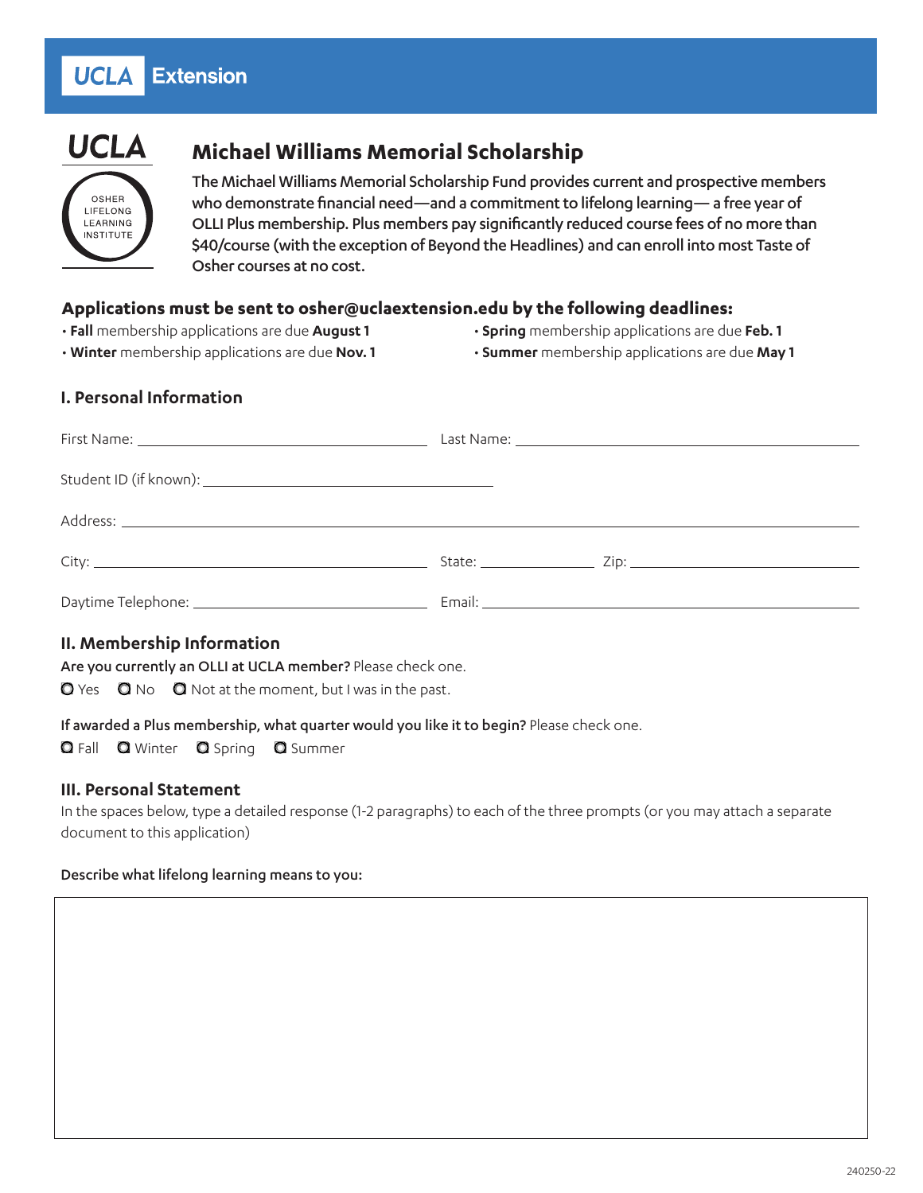UCLA Extension

UCLA

OSHER LIFELONG LEARNING INSTITUTE

# Michael Williams Memorial Scholarship

The Michael Williams Memorial Scholarship Fund provides current and prospective members who demonstrate financial need—and a commitment to lifelong learning— a free year of OLLI Plus membership. Plus members pay significantly reduced course fees of no more than $40/course (with the exception of Beyond the Headlines) and can enroll into most Taste of Osher courses at no cost.

**Applications must be sent to osher@uclaextension.edu by the following deadlines:**

- **Fall** membership applications are due **August 1**
- **Winter** membership applications are due **Nov. 1**
- **Spring** membership applications are due **Feb. 1**
- **Summer** membership applications are due **May 1**

## I. Personal Information

First Name: ______________________ Last Name: ______________________

Student ID (if known): ______________________

Address: ______________________________________________

City: ______________________ State: __________ Zip: ______________

Daytime Telephone: ______________________ Email: ______________________

## II. Membership Information

**Are you currently an OLLI at UCLA member?** Please check one.

☐ Yes ☐ No ☐ Not at the moment, but I was in the past.

**If awarded a Plus membership, what quarter would you like it to begin?** Please check one.

☐ Fall ☐ Winter ☐ Spring ☐ Summer

## III. Personal Statement

In the spaces below, type a detailed response (1-2 paragraphs) to each of the three prompts (or you may attach a separate document to this application)

**Describe what lifelong learning means to you:**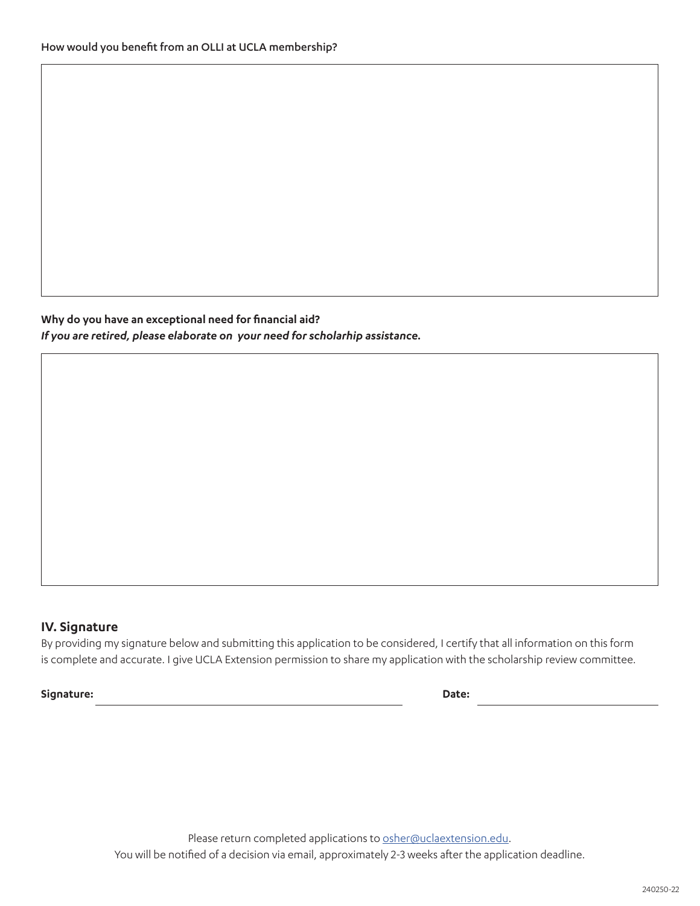How would you benefit from an OLLI at UCLA membership?

**Why do you have an exceptional need for financial aid?**
***If you are retired, please elaborate on your need for scholarhip assistance.***

## IV. Signature

By providing my signature below and submitting this application to be considered, I certify that all information on this form is complete and accurate. I give UCLA Extension permission to share my application with the scholarship review committee.

**Signature:** ______________________________ **Date:** ____________________

Please return completed applications to osher@uclaextension.edu.
You will be notified of a decision via email, approximately 2-3 weeks after the application deadline.

240250-22